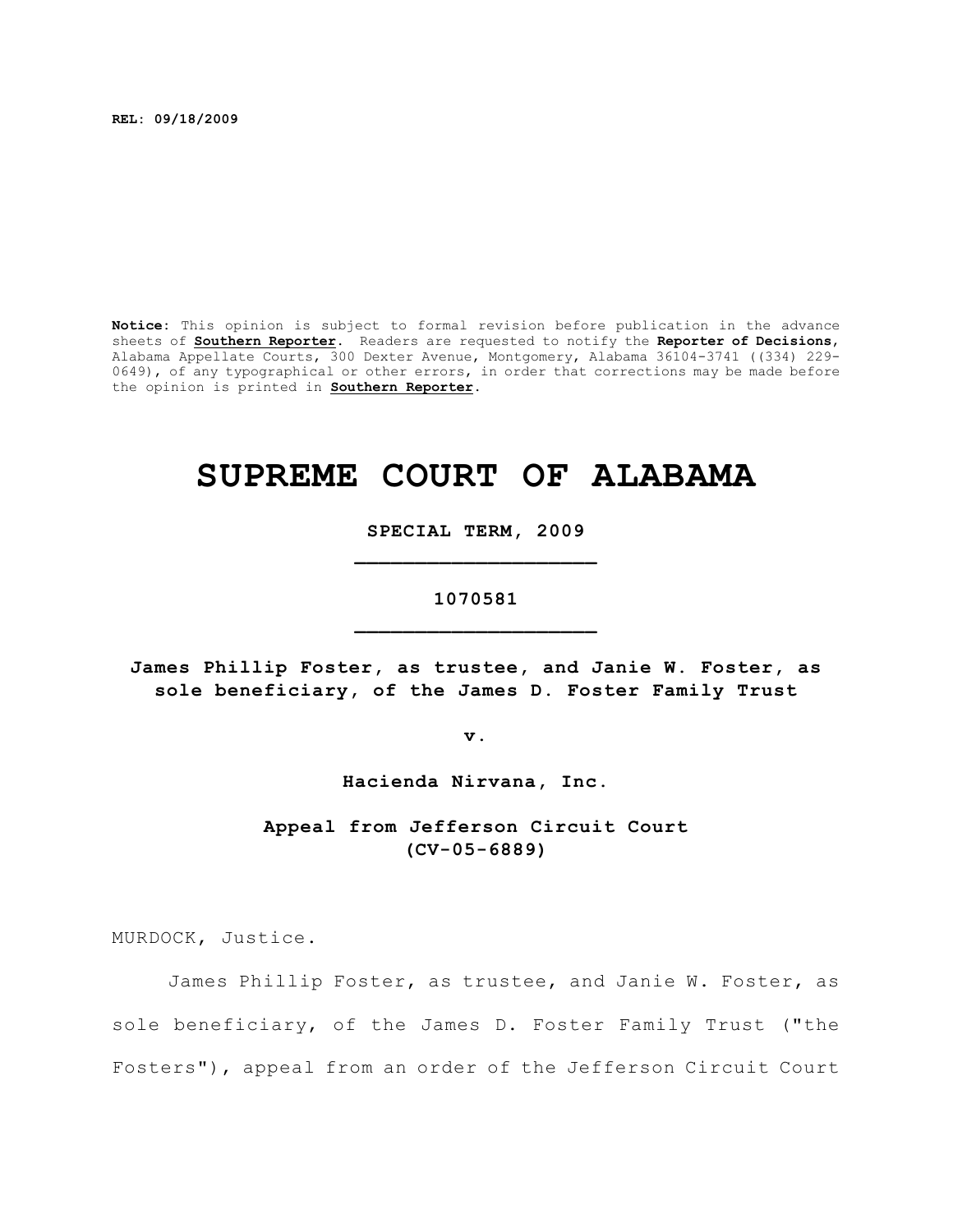**REL: 09/18/2009**

**Notice:** This opinion is subject to formal revision before publication in the advance sheets of **Southern Reporter**. Readers are requested to notify the **Reporter of Decisions**, Alabama Appellate Courts, 300 Dexter Avenue, Montgomery, Alabama 36104-3741 ((334) 229-0649), of any typographical or other errors, in order that corrections may be made before the opinion is printed in **Southern Reporter**.

# SUPREME COURT OF ALABAMA

**SPECIAL TERM, 2009**

**1070581**

**James Phillip Foster, as trustee, and Janie W. Foster, as sole beneficiary, of the James D. Foster Family Trust**

**v.**

**Hacienda Nirvana, Inc.**

**Appeal from Jefferson Circuit Court (CV-05-6889)**

MURDOCK, Justice.

James Phillip Foster, as trustee, and Janie W. Foster, as sole beneficiary, of the James D. Foster Family Trust ("the Fosters"), appeal from an order of the Jefferson Circuit Court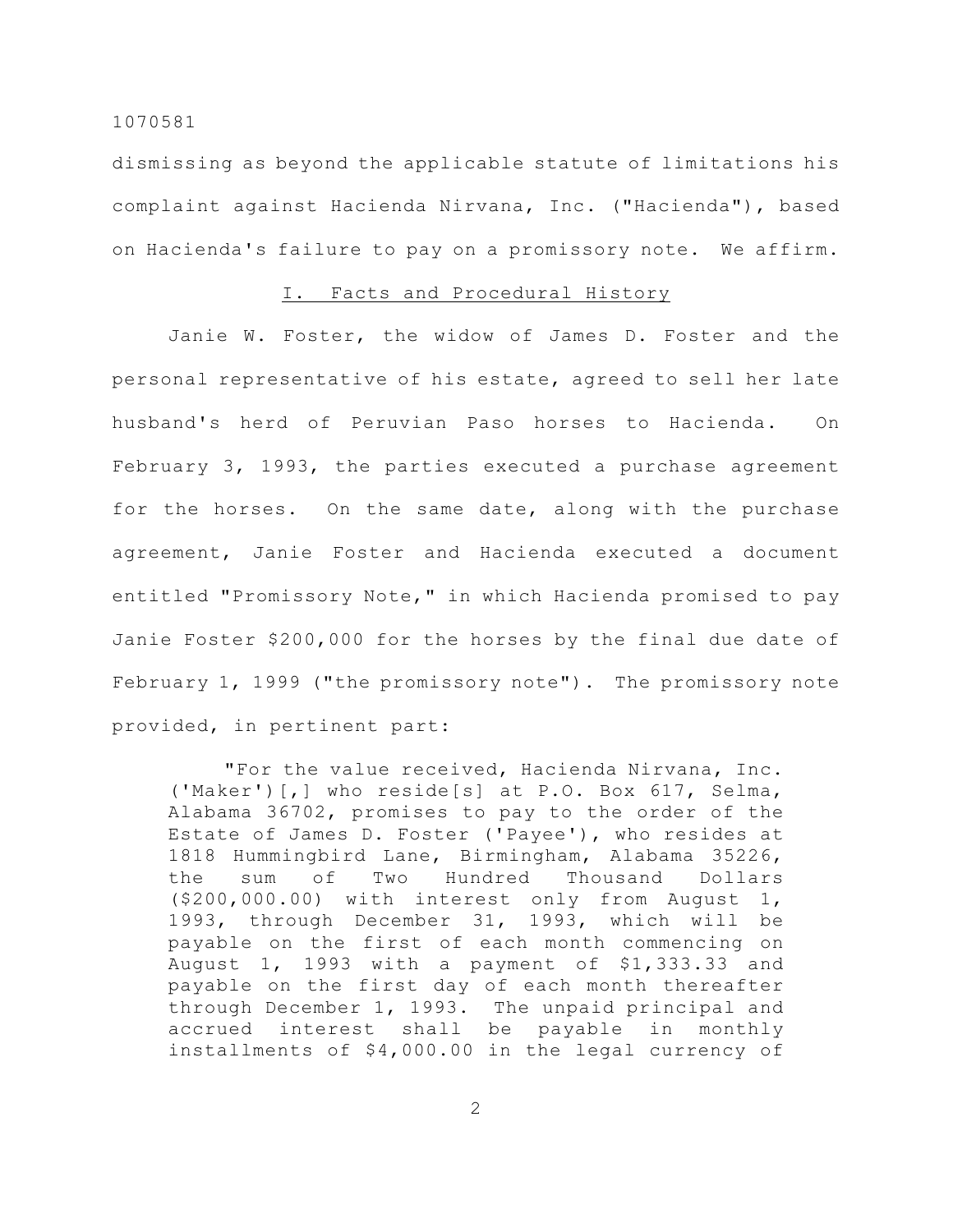dismissing as beyond the applicable statute of limitations his complaint against Hacienda Nirvana, Inc. ("Hacienda"), based on Hacienda's failure to pay on a promissory note. We affirm.

## I. Facts and Procedural History

Janie W. Foster, the widow of James D. Foster and the personal representative of his estate, agreed to sell her late husband's herd of Peruvian Paso horses to Hacienda. On February 3, 1993, the parties executed a purchase agreement for the horses. On the same date, along with the purchase agreement, Janie Foster and Hacienda executed a document entitled "Promissory Note," in which Hacienda promised to pay Janie Foster $200,000 for the horses by the final due date of February 1, 1999 ("the promissory note"). The promissory note provided, in pertinent part:

> "For the value received, Hacienda Nirvana, Inc. ('Maker')[,] who reside[s] at P.O. Box 617, Selma, Alabama 36702, promises to pay to the order of the Estate of James D. Foster ('Payee'), who resides at 1818 Hummingbird Lane, Birmingham, Alabama 35226, the sum of Two Hundred Thousand Dollars ($200,000.00) with interest only from August 1, 1993, through December 31, 1993, which will be payable on the first of each month commencing on August 1, 1993 with a payment of $1,333.33 and payable on the first day of each month thereafter through December 1, 1993. The unpaid principal and accrued interest shall be payable in monthly installments of $4,000.00 in the legal currency of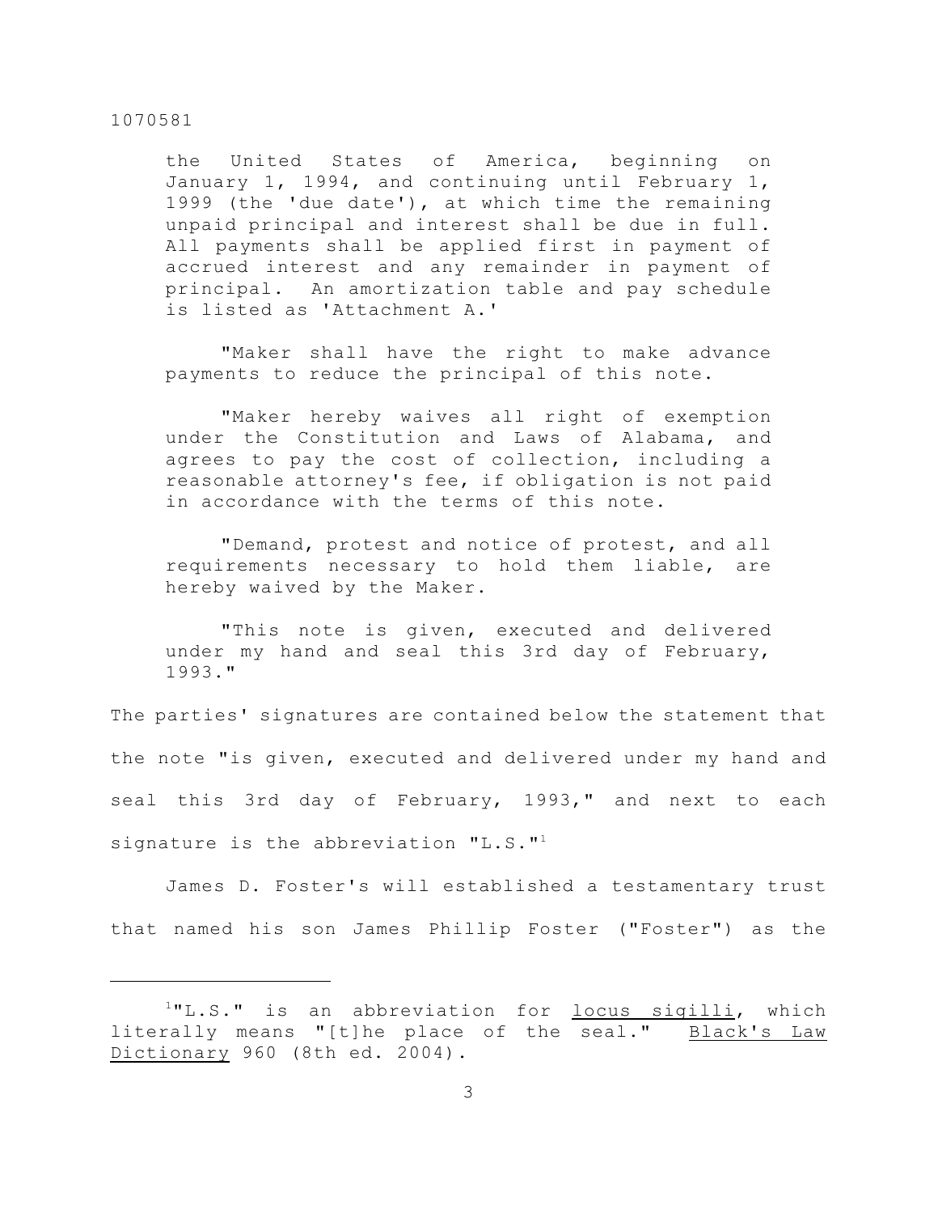> the United States of America, beginning on January 1, 1994, and continuing until February 1, 1999 (the 'due date'), at which time the remaining unpaid principal and interest shall be due in full. All payments shall be applied first in payment of accrued interest and any remainder in payment of principal. An amortization table and pay schedule is listed as 'Attachment A.'
>
> "Maker shall have the right to make advance payments to reduce the principal of this note.
>
> "Maker hereby waives all right of exemption under the Constitution and Laws of Alabama, and agrees to pay the cost of collection, including a reasonable attorney's fee, if obligation is not paid in accordance with the terms of this note.
>
> "Demand, protest and notice of protest, and all requirements necessary to hold them liable, are hereby waived by the Maker.
>
> "This note is given, executed and delivered under my hand and seal this 3rd day of February, 1993."

The parties' signatures are contained below the statement that the note "is given, executed and delivered under my hand and seal this 3rd day of February, 1993," and next to each signature is the abbreviation "L.S."[1]

James D. Foster's will established a testamentary trust that named his son James Phillip Foster ("Foster") as the

---

[1]"L.S." is an abbreviation for <u>locus sigilli</u>, which literally means "[t]he place of the seal." <u>Black's Law Dictionary</u> 960 (8th ed. 2004).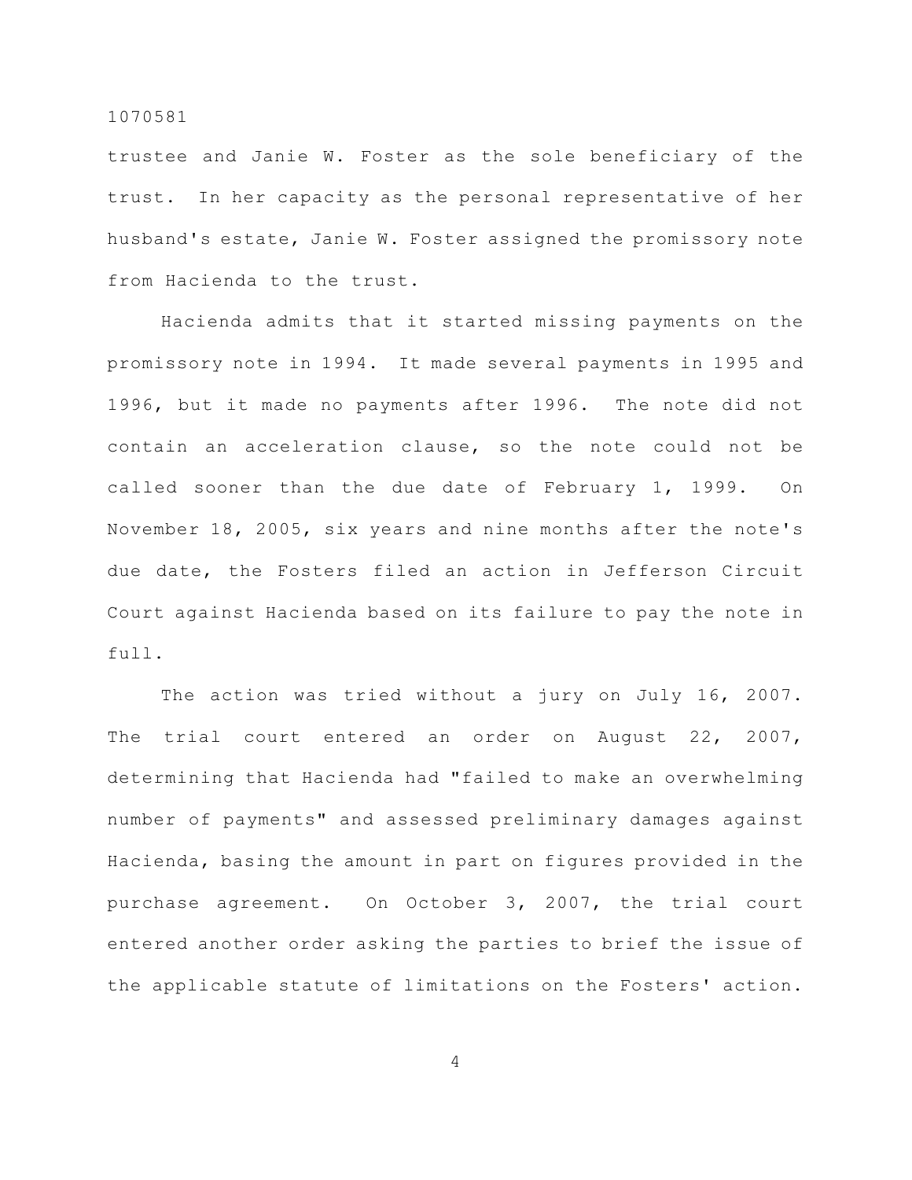trustee and Janie W. Foster as the sole beneficiary of the trust. In her capacity as the personal representative of her husband's estate, Janie W. Foster assigned the promissory note from Hacienda to the trust.

Hacienda admits that it started missing payments on the promissory note in 1994. It made several payments in 1995 and 1996, but it made no payments after 1996. The note did not contain an acceleration clause, so the note could not be called sooner than the due date of February 1, 1999. On November 18, 2005, six years and nine months after the note's due date, the Fosters filed an action in Jefferson Circuit Court against Hacienda based on its failure to pay the note in full.

The action was tried without a jury on July 16, 2007. The trial court entered an order on August 22, 2007, determining that Hacienda had "failed to make an overwhelming number of payments" and assessed preliminary damages against Hacienda, basing the amount in part on figures provided in the purchase agreement. On October 3, 2007, the trial court entered another order asking the parties to brief the issue of the applicable statute of limitations on the Fosters' action.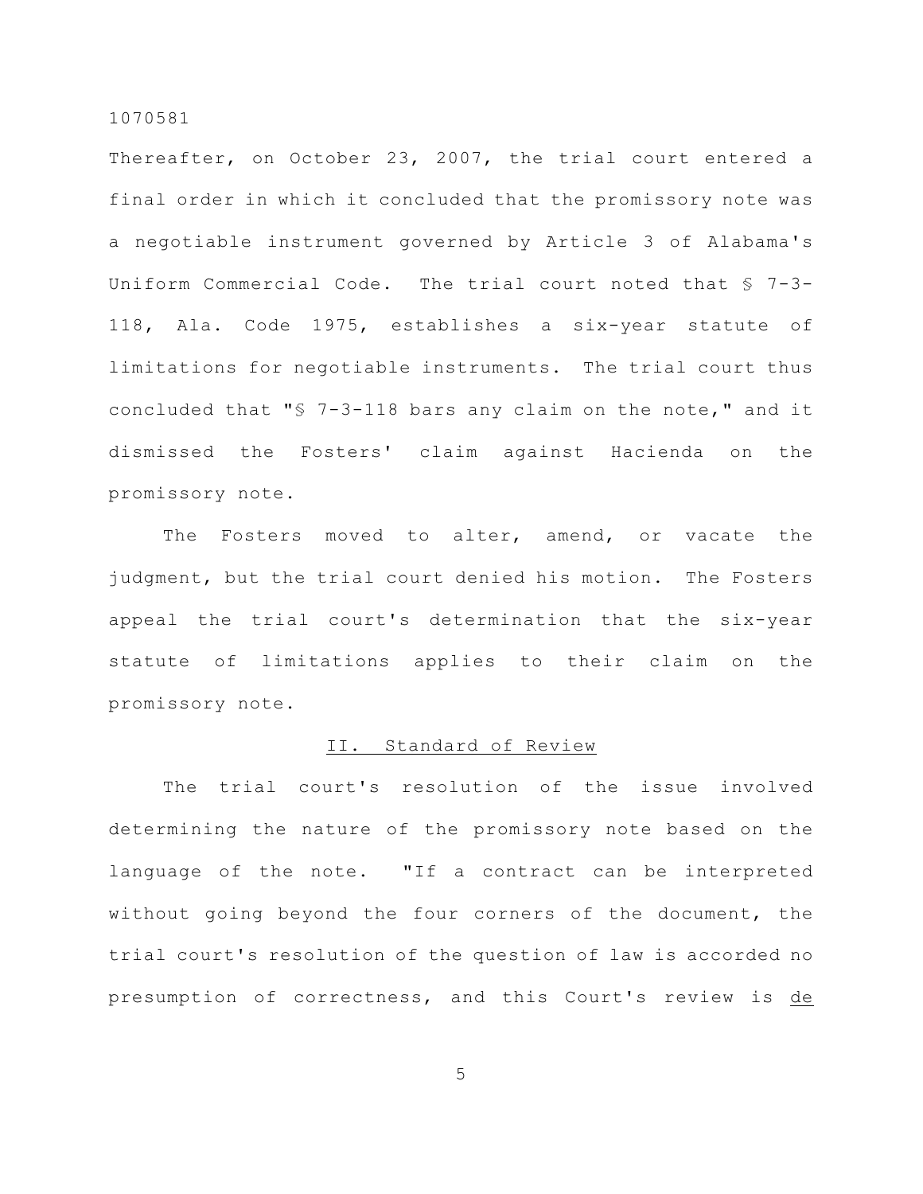Thereafter, on October 23, 2007, the trial court entered a final order in which it concluded that the promissory note was a negotiable instrument governed by Article 3 of Alabama's Uniform Commercial Code. The trial court noted that § 7-3-118, Ala. Code 1975, establishes a six-year statute of limitations for negotiable instruments. The trial court thus concluded that "§ 7-3-118 bars any claim on the note," and it dismissed the Fosters' claim against Hacienda on the promissory note.

The Fosters moved to alter, amend, or vacate the judgment, but the trial court denied his motion. The Fosters appeal the trial court's determination that the six-year statute of limitations applies to their claim on the promissory note.

## II. Standard of Review

The trial court's resolution of the issue involved determining the nature of the promissory note based on the language of the note. "If a contract can be interpreted without going beyond the four corners of the document, the trial court's resolution of the question of law is accorded no presumption of correctness, and this Court's review is de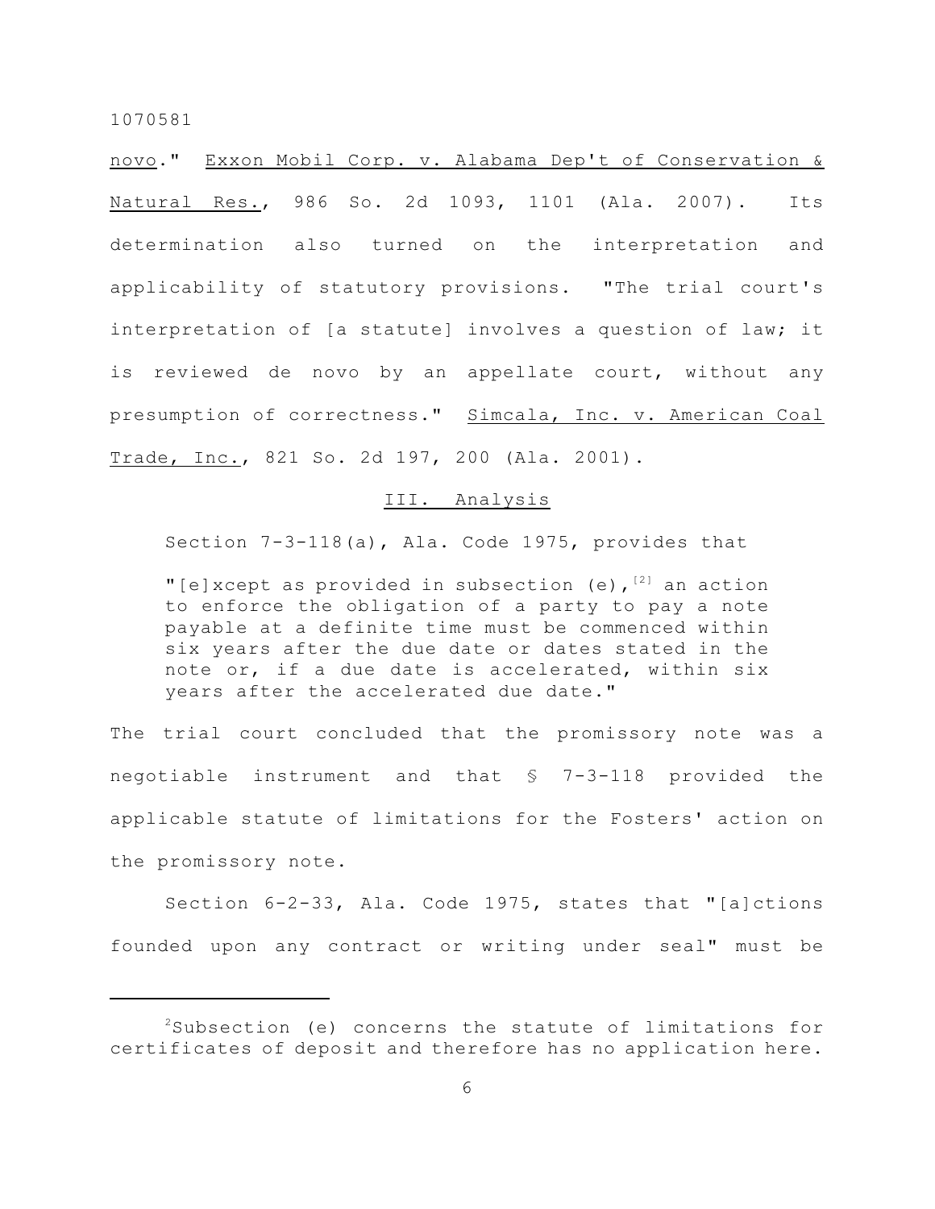novo." Exxon Mobil Corp. v. Alabama Dep't of Conservation & Natural Res., 986 So. 2d 1093, 1101 (Ala. 2007). Its determination also turned on the interpretation and applicability of statutory provisions. "The trial court's interpretation of [a statute] involves a question of law; it is reviewed de novo by an appellate court, without any presumption of correctness." Simcala, Inc. v. American Coal Trade, Inc., 821 So. 2d 197, 200 (Ala. 2001).

## III. Analysis

Section 7-3-118(a), Ala. Code 1975, provides that

> "[e]xcept as provided in subsection (e),[2] an action to enforce the obligation of a party to pay a note payable at a definite time must be commenced within six years after the due date or dates stated in the note or, if a due date is accelerated, within six years after the accelerated due date."

The trial court concluded that the promissory note was a negotiable instrument and that § 7-3-118 provided the applicable statute of limitations for the Fosters' action on the promissory note.

Section 6-2-33, Ala. Code 1975, states that "[a]ctions founded upon any contract or writing under seal" must be

---

[2]Subsection (e) concerns the statute of limitations for certificates of deposit and therefore has no application here.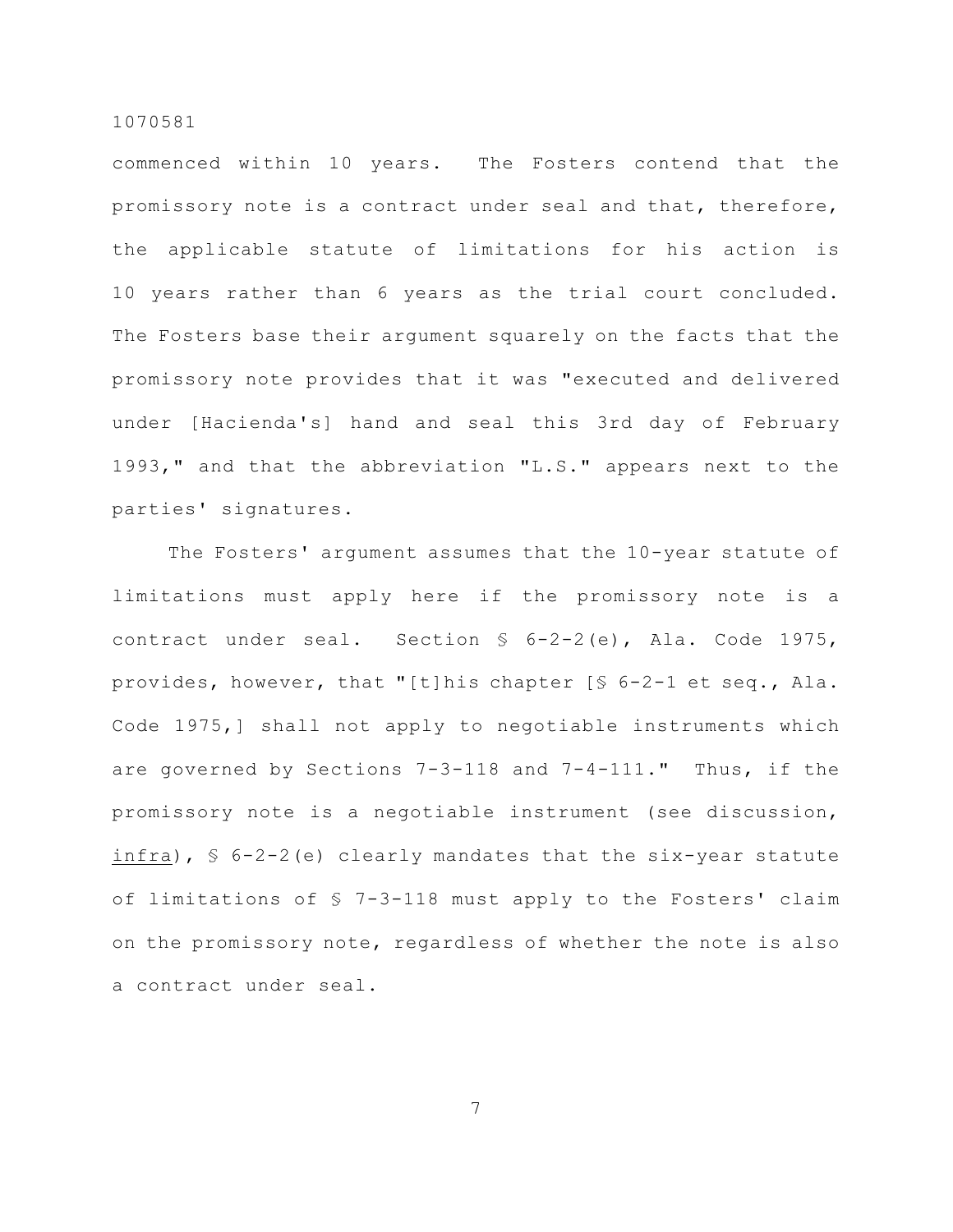commenced within 10 years. The Fosters contend that the promissory note is a contract under seal and that, therefore, the applicable statute of limitations for his action is 10 years rather than 6 years as the trial court concluded. The Fosters base their argument squarely on the facts that the promissory note provides that it was "executed and delivered under [Hacienda's] hand and seal this 3rd day of February 1993," and that the abbreviation "L.S." appears next to the parties' signatures.

The Fosters' argument assumes that the 10-year statute of limitations must apply here if the promissory note is a contract under seal. Section § 6-2-2(e), Ala. Code 1975, provides, however, that "[t]his chapter [§ 6-2-1 et seq., Ala. Code 1975,] shall not apply to negotiable instruments which are governed by Sections 7-3-118 and 7-4-111." Thus, if the promissory note is a negotiable instrument (see discussion, _infra_), § 6-2-2(e) clearly mandates that the six-year statute of limitations of § 7-3-118 must apply to the Fosters' claim on the promissory note, regardless of whether the note is also a contract under seal.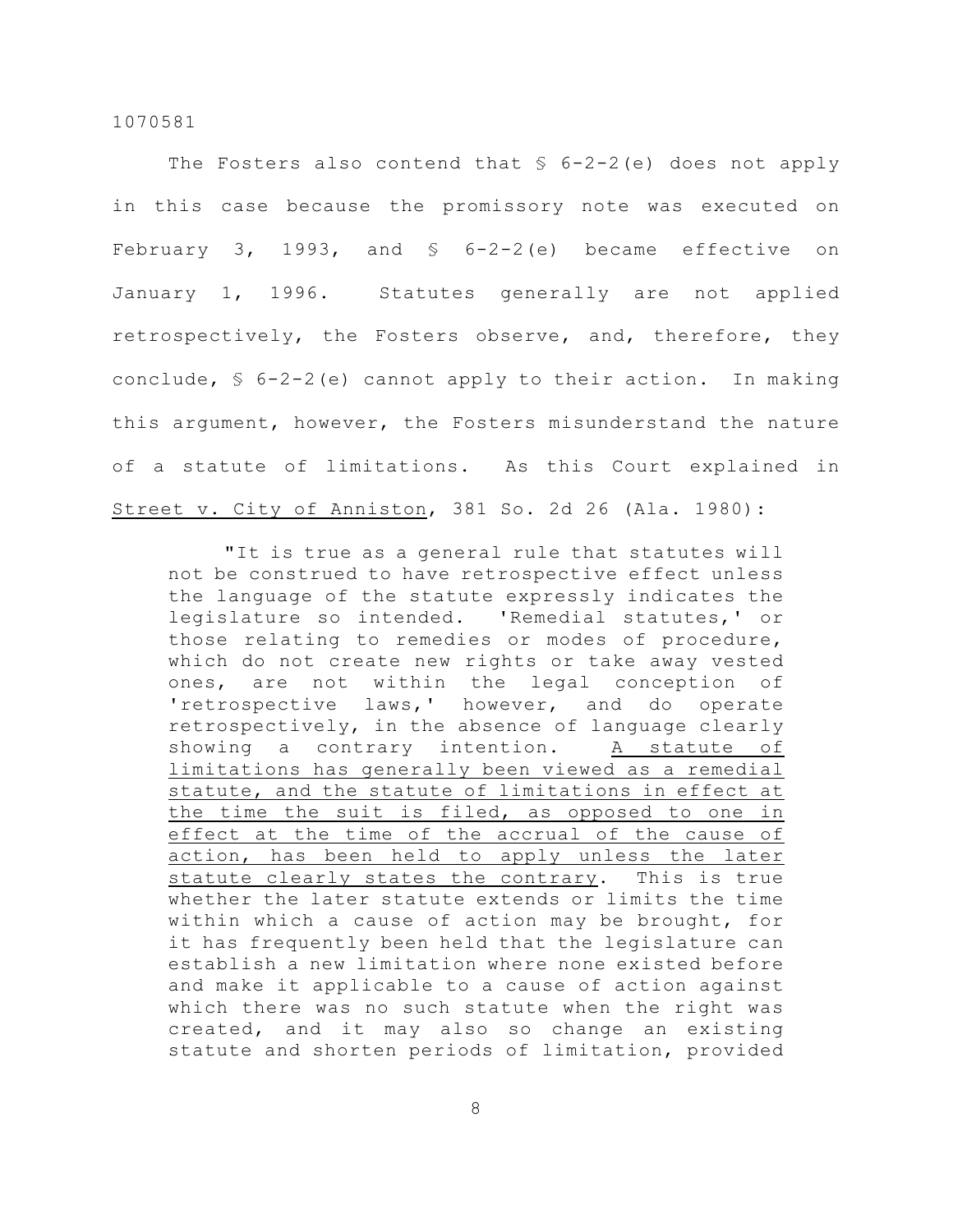The Fosters also contend that § 6-2-2(e) does not apply in this case because the promissory note was executed on February 3, 1993, and § 6-2-2(e) became effective on January 1, 1996. Statutes generally are not applied retrospectively, the Fosters observe, and, therefore, they conclude, § 6-2-2(e) cannot apply to their action. In making this argument, however, the Fosters misunderstand the nature of a statute of limitations. As this Court explained in Street v. City of Anniston, 381 So. 2d 26 (Ala. 1980):

> "It is true as a general rule that statutes will not be construed to have retrospective effect unless the language of the statute expressly indicates the legislature so intended. 'Remedial statutes,' or those relating to remedies or modes of procedure, which do not create new rights or take away vested ones, are not within the legal conception of 'retrospective laws,' however, and do operate retrospectively, in the absence of language clearly showing a contrary intention. A statute of limitations has generally been viewed as a remedial statute, and the statute of limitations in effect at the time the suit is filed, as opposed to one in effect at the time of the accrual of the cause of action, has been held to apply unless the later statute clearly states the contrary. This is true whether the later statute extends or limits the time within which a cause of action may be brought, for it has frequently been held that the legislature can establish a new limitation where none existed before and make it applicable to a cause of action against which there was no such statute when the right was created, and it may also so change an existing statute and shorten periods of limitation, provided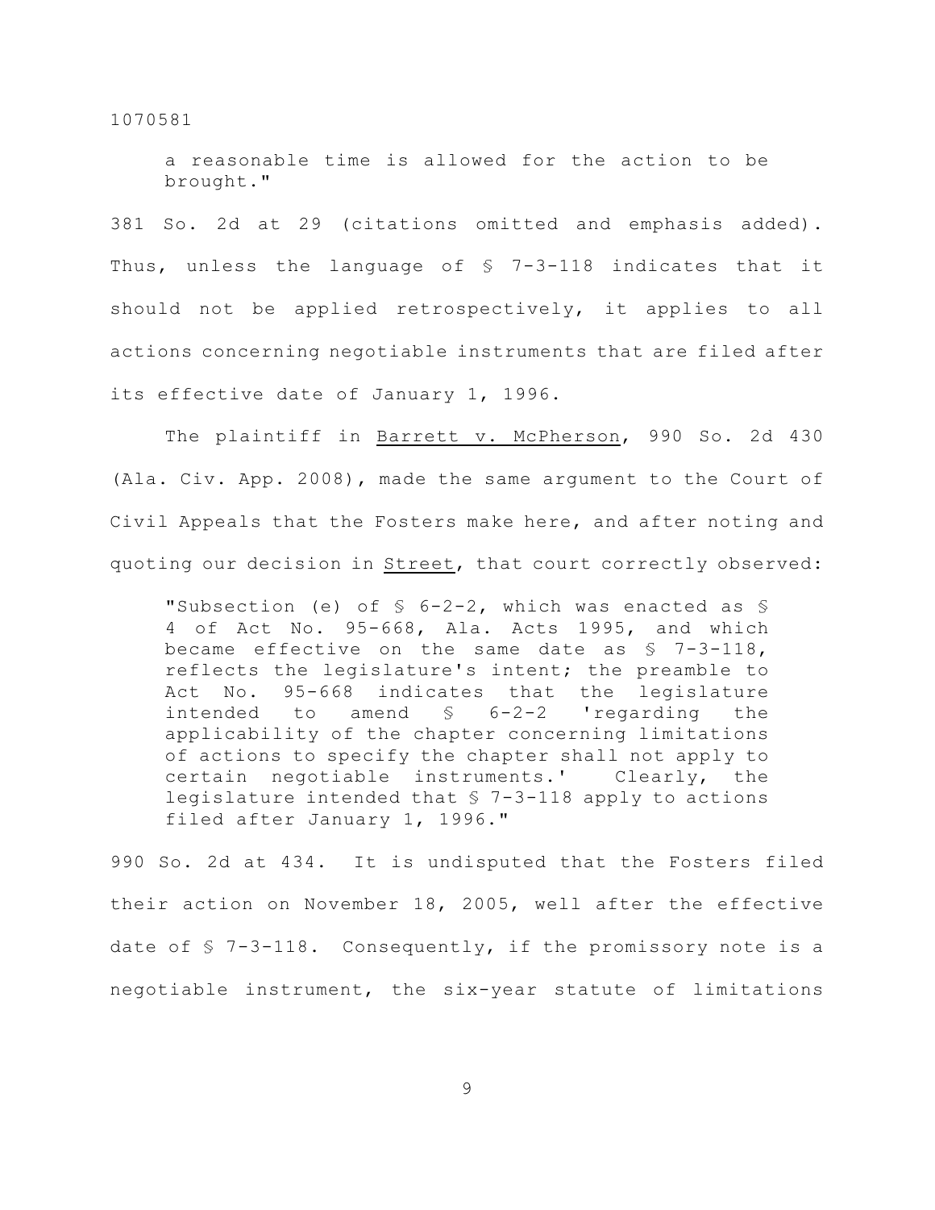> a reasonable time is allowed for the action to be brought."

381 So. 2d at 29 (citations omitted and emphasis added). Thus, unless the language of § 7-3-118 indicates that it should not be applied retrospectively, it applies to all actions concerning negotiable instruments that are filed after its effective date of January 1, 1996.

The plaintiff in Barrett v. McPherson, 990 So. 2d 430 (Ala. Civ. App. 2008), made the same argument to the Court of Civil Appeals that the Fosters make here, and after noting and quoting our decision in Street, that court correctly observed:

> "Subsection (e) of § 6-2-2, which was enacted as § 4 of Act No. 95-668, Ala. Acts 1995, and which became effective on the same date as § 7-3-118, reflects the legislature's intent; the preamble to Act No. 95-668 indicates that the legislature intended to amend § 6-2-2 'regarding the applicability of the chapter concerning limitations of actions to specify the chapter shall not apply to certain negotiable instruments.' Clearly, the legislature intended that § 7-3-118 apply to actions filed after January 1, 1996."

990 So. 2d at 434. It is undisputed that the Fosters filed their action on November 18, 2005, well after the effective date of § 7-3-118. Consequently, if the promissory note is a negotiable instrument, the six-year statute of limitations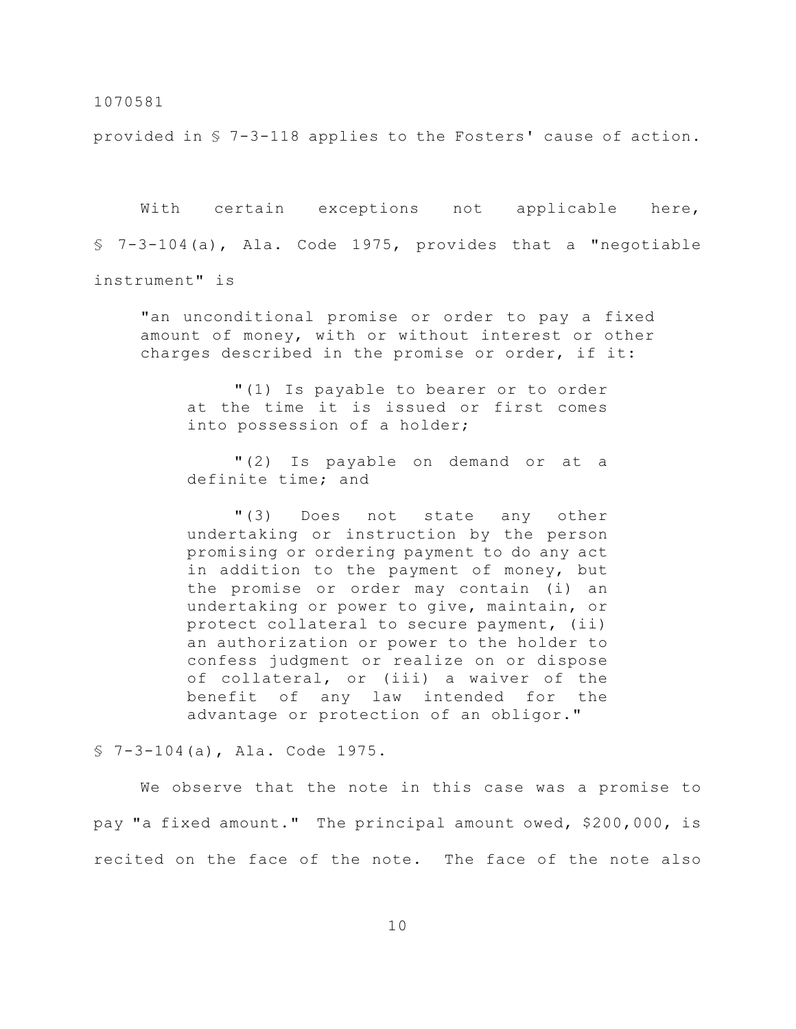provided in § 7-3-118 applies to the Fosters' cause of action.

With certain exceptions not applicable here, § 7-3-104(a), Ala. Code 1975, provides that a "negotiable instrument" is

> "an unconditional promise or order to pay a fixed amount of money, with or without interest or other charges described in the promise or order, if it:
>
> > "(1) Is payable to bearer or to order at the time it is issued or first comes into possession of a holder;
> >
> > "(2) Is payable on demand or at a definite time; and
> >
> > "(3) Does not state any other undertaking or instruction by the person promising or ordering payment to do any act in addition to the payment of money, but the promise or order may contain (i) an undertaking or power to give, maintain, or protect collateral to secure payment, (ii) an authorization or power to the holder to confess judgment or realize on or dispose of collateral, or (iii) a waiver of the benefit of any law intended for the advantage or protection of an obligor."

§ 7-3-104(a), Ala. Code 1975.

We observe that the note in this case was a promise to pay "a fixed amount." The principal amount owed, $200,000, is recited on the face of the note. The face of the note also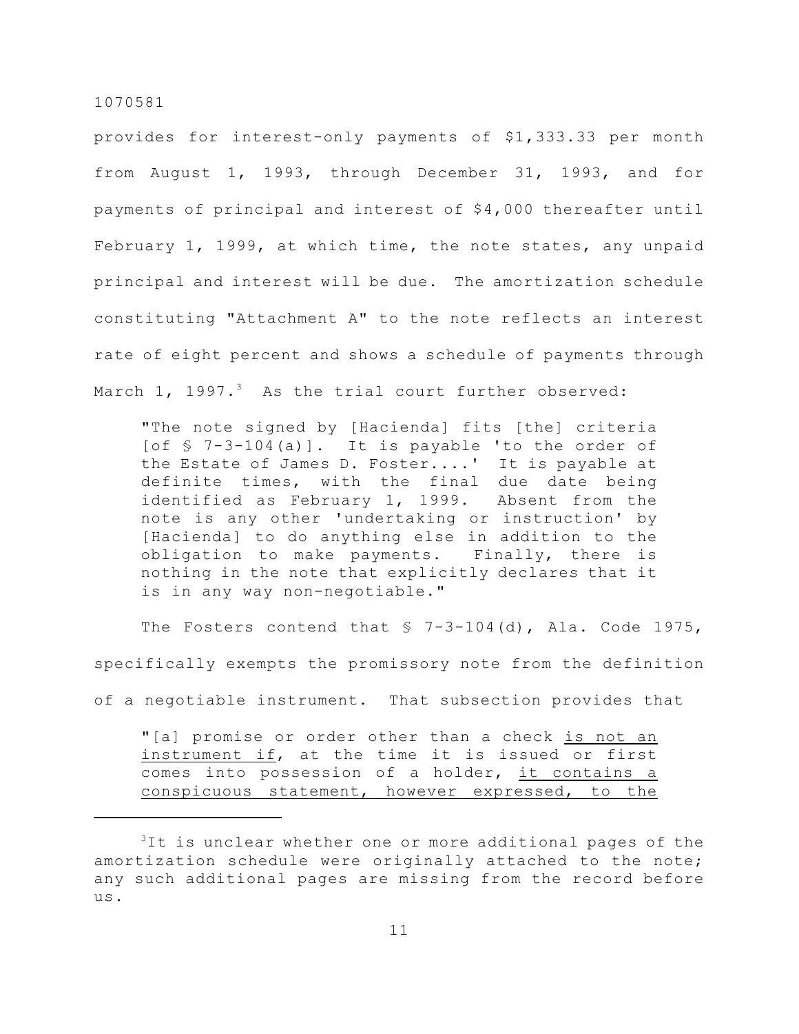provides for interest-only payments of $1,333.33 per month from August 1, 1993, through December 31, 1993, and for payments of principal and interest of $4,000 thereafter until February 1, 1999, at which time, the note states, any unpaid principal and interest will be due. The amortization schedule constituting "Attachment A" to the note reflects an interest rate of eight percent and shows a schedule of payments through March 1, 1997.[3] As the trial court further observed:

> "The note signed by [Hacienda] fits [the] criteria [of § 7-3-104(a)]. It is payable 'to the order of the Estate of James D. Foster....' It is payable at definite times, with the final due date being identified as February 1, 1999. Absent from the note is any other 'undertaking or instruction' by [Hacienda] to do anything else in addition to the obligation to make payments. Finally, there is nothing in the note that explicitly declares that it is in any way non-negotiable."

The Fosters contend that § 7-3-104(d), Ala. Code 1975, specifically exempts the promissory note from the definition of a negotiable instrument. That subsection provides that

> "[a] promise or order other than a check <u>is not an instrument if</u>, at the time it is issued or first comes into possession of a holder, <u>it contains a conspicuous statement, however expressed, to the</u>

---

[3]It is unclear whether one or more additional pages of the amortization schedule were originally attached to the note; any such additional pages are missing from the record before us.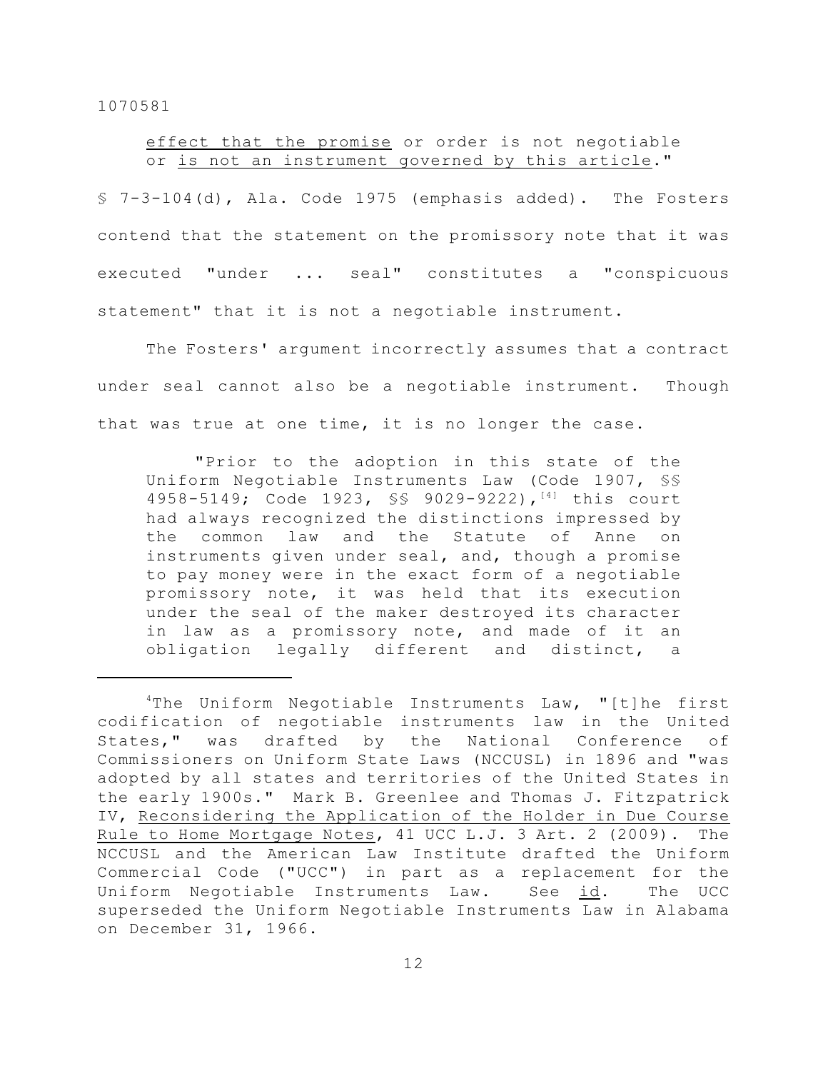> effect that the promise or order is not negotiable or is not an instrument governed by this article."

§ 7-3-104(d), Ala. Code 1975 (emphasis added). The Fosters contend that the statement on the promissory note that it was executed "under ... seal" constitutes a "conspicuous statement" that it is not a negotiable instrument.

The Fosters' argument incorrectly assumes that a contract under seal cannot also be a negotiable instrument. Though that was true at one time, it is no longer the case.

> "Prior to the adoption in this state of the Uniform Negotiable Instruments Law (Code 1907, §§ 4958-5149; Code 1923, §§ 9029-9222),[4] this court had always recognized the distinctions impressed by the common law and the Statute of Anne on instruments given under seal, and, though a promise to pay money were in the exact form of a negotiable promissory note, it was held that its execution under the seal of the maker destroyed its character in law as a promissory note, and made of it an obligation legally different and distinct, a

---

[4]The Uniform Negotiable Instruments Law, "[t]he first codification of negotiable instruments law in the United States," was drafted by the National Conference of Commissioners on Uniform State Laws (NCCUSL) in 1896 and "was adopted by all states and territories of the United States in the early 1900s." Mark B. Greenlee and Thomas J. Fitzpatrick IV, Reconsidering the Application of the Holder in Due Course Rule to Home Mortgage Notes, 41 UCC L.J. 3 Art. 2 (2009). The NCCUSL and the American Law Institute drafted the Uniform Commercial Code ("UCC") in part as a replacement for the Uniform Negotiable Instruments Law. See id. The UCC superseded the Uniform Negotiable Instruments Law in Alabama on December 31, 1966.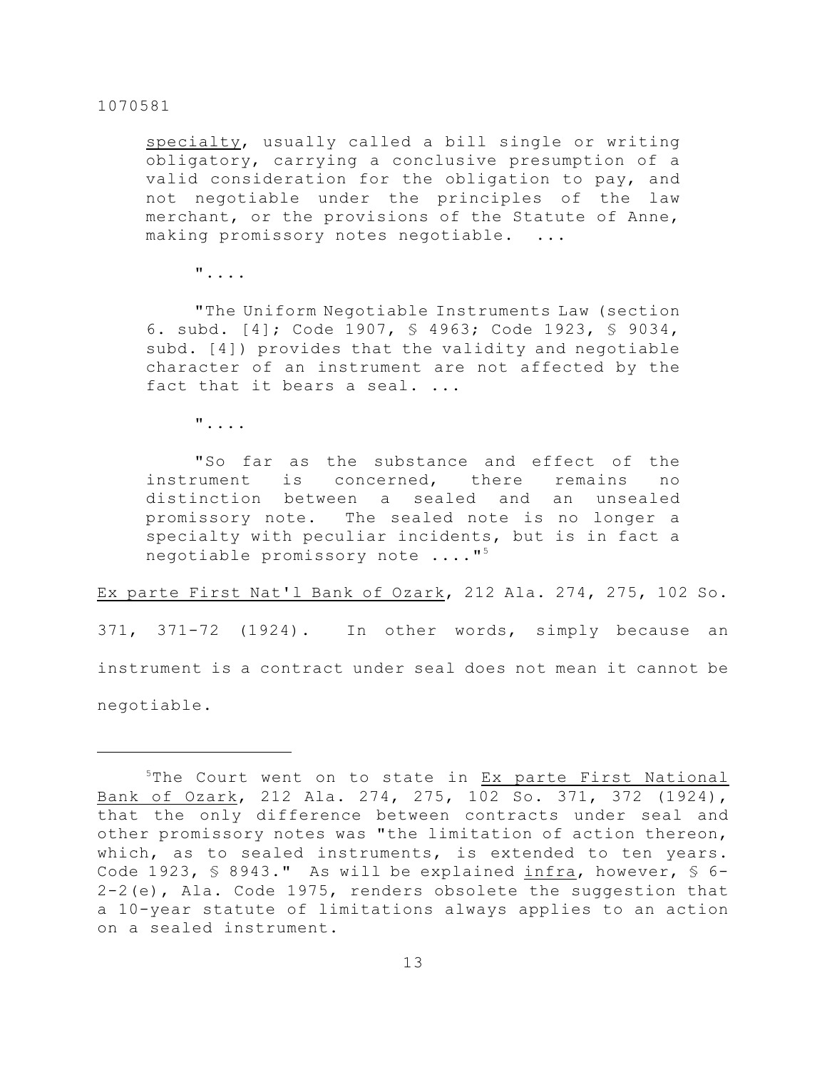specialty, usually called a bill single or writing obligatory, carrying a conclusive presumption of a valid consideration for the obligation to pay, and not negotiable under the principles of the law merchant, or the provisions of the Statute of Anne, making promissory notes negotiable. ...

"....

"The Uniform Negotiable Instruments Law (section 6. subd. [4]; Code 1907, § 4963; Code 1923, § 9034, subd. [4]) provides that the validity and negotiable character of an instrument are not affected by the fact that it bears a seal. ...

"....

"So far as the substance and effect of the instrument is concerned, there remains no distinction between a sealed and an unsealed promissory note. The sealed note is no longer a specialty with peculiar incidents, but is in fact a negotiable promissory note ...."[5]

Ex parte First Nat'l Bank of Ozark, 212 Ala. 274, 275, 102 So. 371, 371-72 (1924). In other words, simply because an instrument is a contract under seal does not mean it cannot be negotiable.

---

[5]The Court went on to state in Ex parte First National Bank of Ozark, 212 Ala. 274, 275, 102 So. 371, 372 (1924), that the only difference between contracts under seal and other promissory notes was "the limitation of action thereon, which, as to sealed instruments, is extended to ten years. Code 1923, § 8943." As will be explained *infra*, however, § 6-2-2(e), Ala. Code 1975, renders obsolete the suggestion that a 10-year statute of limitations always applies to an action on a sealed instrument.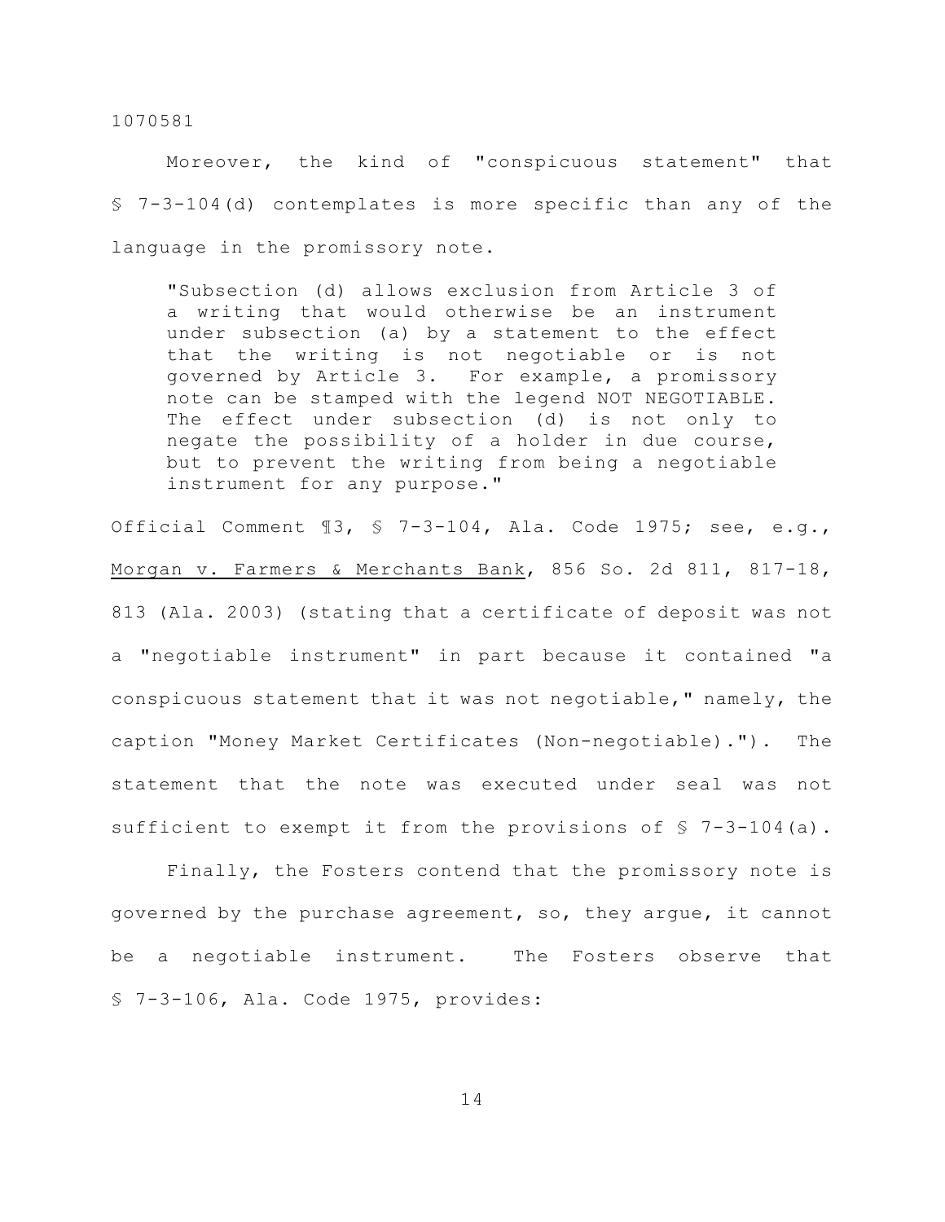Moreover, the kind of "conspicuous statement" that § 7-3-104(d) contemplates is more specific than any of the language in the promissory note.

> "Subsection (d) allows exclusion from Article 3 of a writing that would otherwise be an instrument under subsection (a) by a statement to the effect that the writing is not negotiable or is not governed by Article 3. For example, a promissory note can be stamped with the legend NOT NEGOTIABLE. The effect under subsection (d) is not only to negate the possibility of a holder in due course, but to prevent the writing from being a negotiable instrument for any purpose."

Official Comment ¶3, § 7-3-104, Ala. Code 1975; see, e.g., <u>Morgan v. Farmers & Merchants Bank</u>, 856 So. 2d 811, 817-18, 813 (Ala. 2003) (stating that a certificate of deposit was not a "negotiable instrument" in part because it contained "a conspicuous statement that it was not negotiable," namely, the caption "Money Market Certificates (Non-negotiable)."). The statement that the note was executed under seal was not sufficient to exempt it from the provisions of § 7-3-104(a).

Finally, the Fosters contend that the promissory note is governed by the purchase agreement, so, they argue, it cannot be a negotiable instrument. The Fosters observe that § 7-3-106, Ala. Code 1975, provides: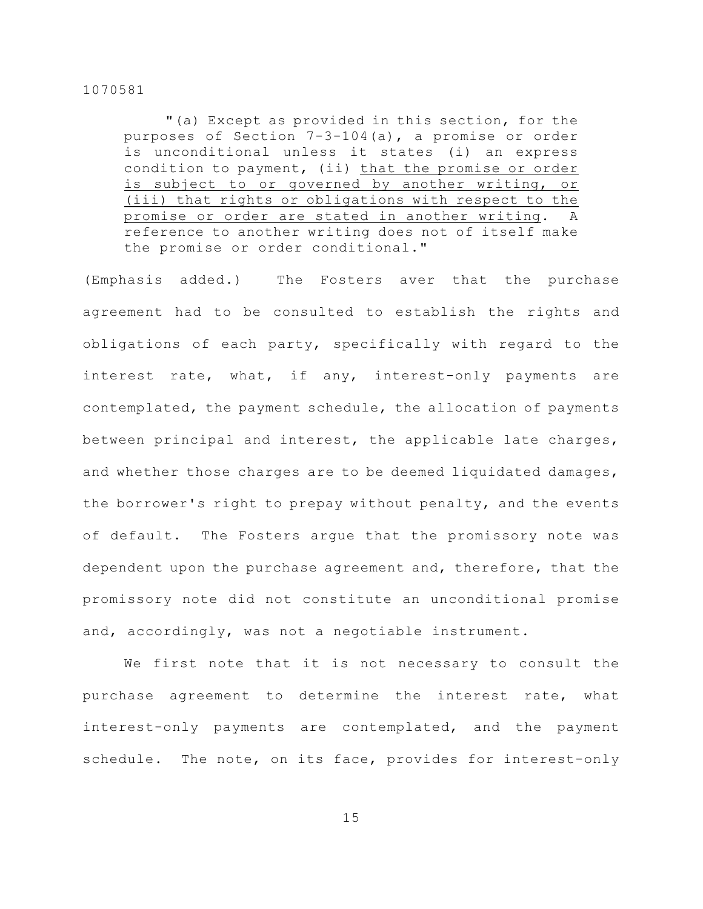> "(a) Except as provided in this section, for the purposes of Section 7-3-104(a), a promise or order is unconditional unless it states (i) an express condition to payment, (ii) <u>that the promise or order is subject to or governed by another writing, or (iii) that rights or obligations with respect to the promise or order are stated in another writing</u>. A reference to another writing does not of itself make the promise or order conditional."

(Emphasis added.) The Fosters aver that the purchase agreement had to be consulted to establish the rights and obligations of each party, specifically with regard to the interest rate, what, if any, interest-only payments are contemplated, the payment schedule, the allocation of payments between principal and interest, the applicable late charges, and whether those charges are to be deemed liquidated damages, the borrower's right to prepay without penalty, and the events of default. The Fosters argue that the promissory note was dependent upon the purchase agreement and, therefore, that the promissory note did not constitute an unconditional promise and, accordingly, was not a negotiable instrument.

We first note that it is not necessary to consult the purchase agreement to determine the interest rate, what interest-only payments are contemplated, and the payment schedule. The note, on its face, provides for interest-only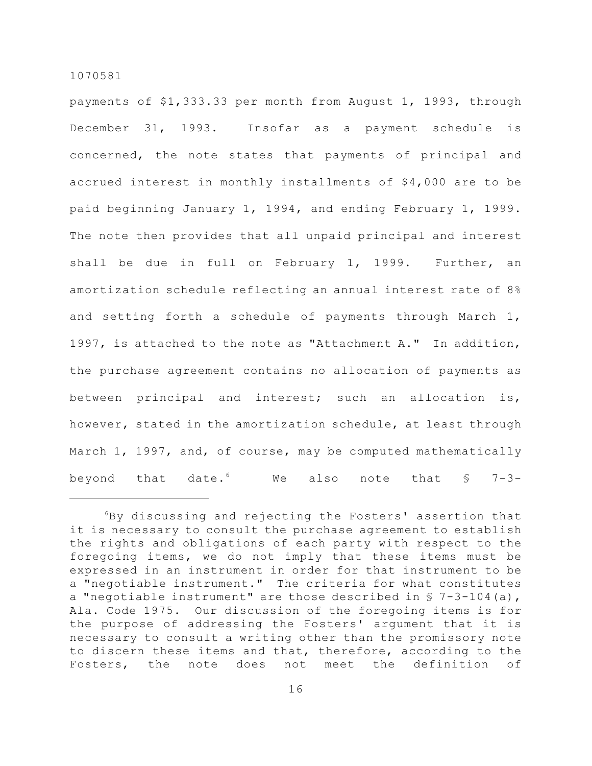payments of $1,333.33 per month from August 1, 1993, through December 31, 1993. Insofar as a payment schedule is concerned, the note states that payments of principal and accrued interest in monthly installments of $4,000 are to be paid beginning January 1, 1994, and ending February 1, 1999. The note then provides that all unpaid principal and interest shall be due in full on February 1, 1999. Further, an amortization schedule reflecting an annual interest rate of 8% and setting forth a schedule of payments through March 1, 1997, is attached to the note as "Attachment A." In addition, the purchase agreement contains no allocation of payments as between principal and interest; such an allocation is, however, stated in the amortization schedule, at least through March 1, 1997, and, of course, may be computed mathematically beyond that date.[6] We also note that § 7-3-

---

[6]By discussing and rejecting the Fosters' assertion that it is necessary to consult the purchase agreement to establish the rights and obligations of each party with respect to the foregoing items, we do not imply that these items must be expressed in an instrument in order for that instrument to be a "negotiable instrument." The criteria for what constitutes a "negotiable instrument" are those described in § 7-3-104(a), Ala. Code 1975. Our discussion of the foregoing items is for the purpose of addressing the Fosters' argument that it is necessary to consult a writing other than the promissory note to discern these items and that, therefore, according to the Fosters, the note does not meet the definition of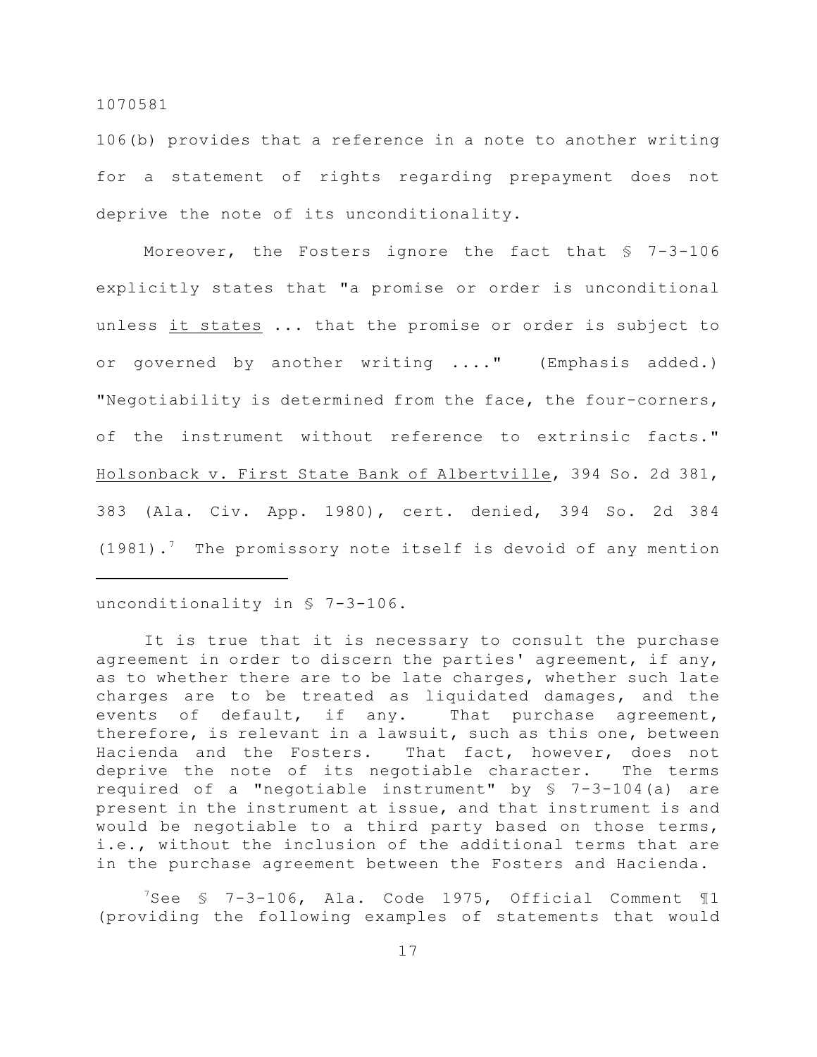106(b) provides that a reference in a note to another writing for a statement of rights regarding prepayment does not deprive the note of its unconditionality.

Moreover, the Fosters ignore the fact that § 7-3-106 explicitly states that "a promise or order is unconditional unless it states ... that the promise or order is subject to or governed by another writing ...." (Emphasis added.) "Negotiability is determined from the face, the four-corners, of the instrument without reference to extrinsic facts." Holsonback v. First State Bank of Albertville, 394 So. 2d 381, 383 (Ala. Civ. App. 1980), cert. denied, 394 So. 2d 384 (1981).[7] The promissory note itself is devoid of any mention

---

unconditionality in § 7-3-106.

It is true that it is necessary to consult the purchase agreement in order to discern the parties' agreement, if any, as to whether there are to be late charges, whether such late charges are to be treated as liquidated damages, and the events of default, if any. That purchase agreement, therefore, is relevant in a lawsuit, such as this one, between Hacienda and the Fosters. That fact, however, does not deprive the note of its negotiable character. The terms required of a "negotiable instrument" by § 7-3-104(a) are present in the instrument at issue, and that instrument is and would be negotiable to a third party based on those terms, i.e., without the inclusion of the additional terms that are in the purchase agreement between the Fosters and Hacienda.

[7]See § 7-3-106, Ala. Code 1975, Official Comment ¶1 (providing the following examples of statements that would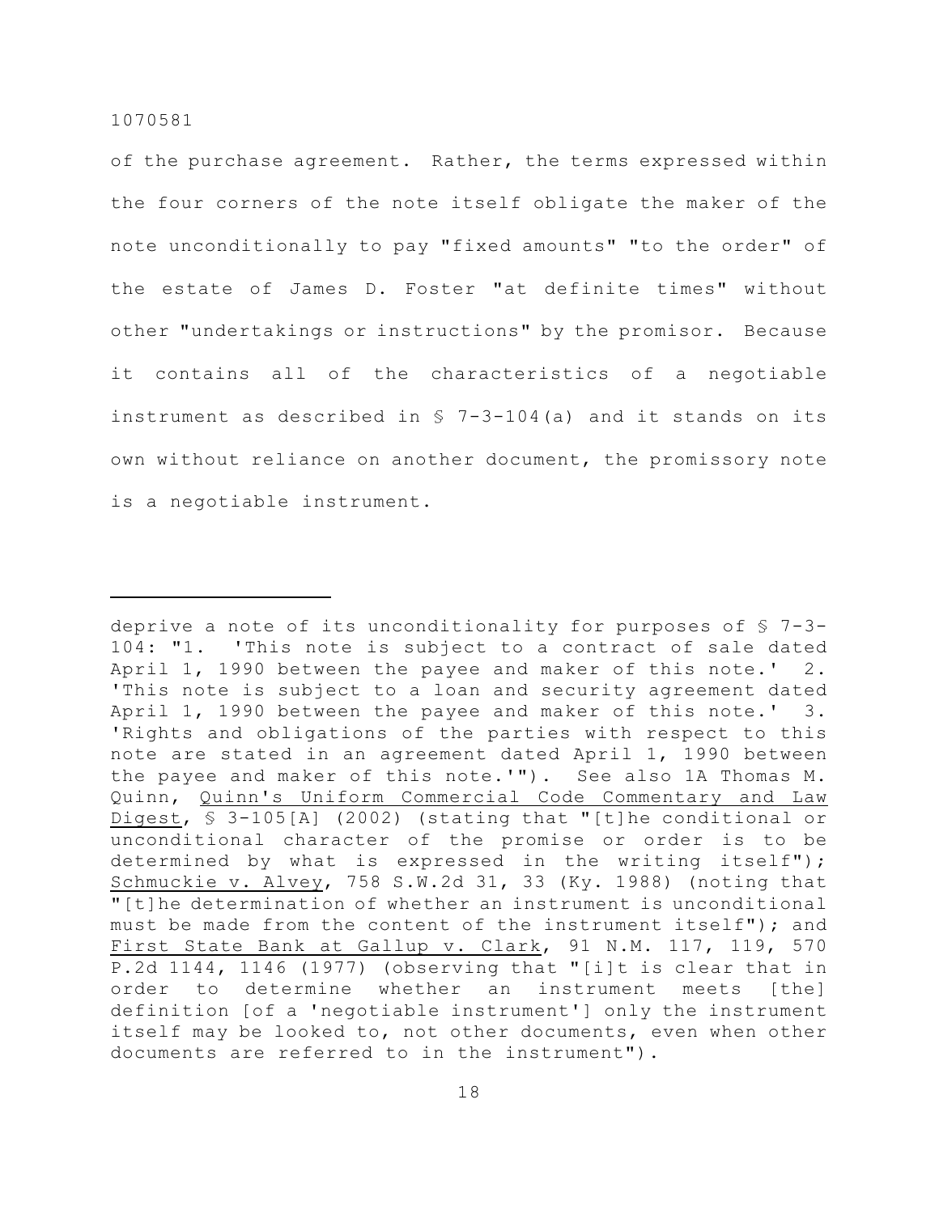of the purchase agreement. Rather, the terms expressed within the four corners of the note itself obligate the maker of the note unconditionally to pay "fixed amounts" "to the order" of the estate of James D. Foster "at definite times" without other "undertakings or instructions" by the promisor. Because it contains all of the characteristics of a negotiable instrument as described in § 7-3-104(a) and it stands on its own without reliance on another document, the promissory note is a negotiable instrument.

---

deprive a note of its unconditionality for purposes of § 7-3-104: "1. 'This note is subject to a contract of sale dated April 1, 1990 between the payee and maker of this note.' 2. 'This note is subject to a loan and security agreement dated April 1, 1990 between the payee and maker of this note.' 3. 'Rights and obligations of the parties with respect to this note are stated in an agreement dated April 1, 1990 between the payee and maker of this note.'"). See also 1A Thomas M. Quinn, Quinn's Uniform Commercial Code Commentary and Law Digest, § 3-105[A] (2002) (stating that "[t]he conditional or unconditional character of the promise or order is to be determined by what is expressed in the writing itself"); Schmuckie v. Alvey, 758 S.W.2d 31, 33 (Ky. 1988) (noting that "[t]he determination of whether an instrument is unconditional must be made from the content of the instrument itself"); and First State Bank at Gallup v. Clark, 91 N.M. 117, 119, 570 P.2d 1144, 1146 (1977) (observing that "[i]t is clear that in order to determine whether an instrument meets [the] definition [of a 'negotiable instrument'] only the instrument itself may be looked to, not other documents, even when other documents are referred to in the instrument").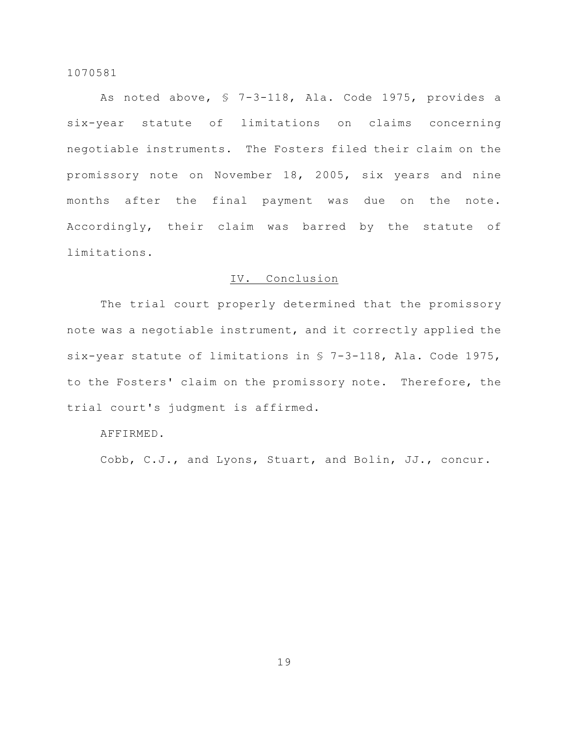As noted above, § 7-3-118, Ala. Code 1975, provides a six-year statute of limitations on claims concerning negotiable instruments. The Fosters filed their claim on the promissory note on November 18, 2005, six years and nine months after the final payment was due on the note. Accordingly, their claim was barred by the statute of limitations.

## IV. Conclusion

The trial court properly determined that the promissory note was a negotiable instrument, and it correctly applied the six-year statute of limitations in § 7-3-118, Ala. Code 1975, to the Fosters' claim on the promissory note. Therefore, the trial court's judgment is affirmed.

AFFIRMED.

Cobb, C.J., and Lyons, Stuart, and Bolin, JJ., concur.